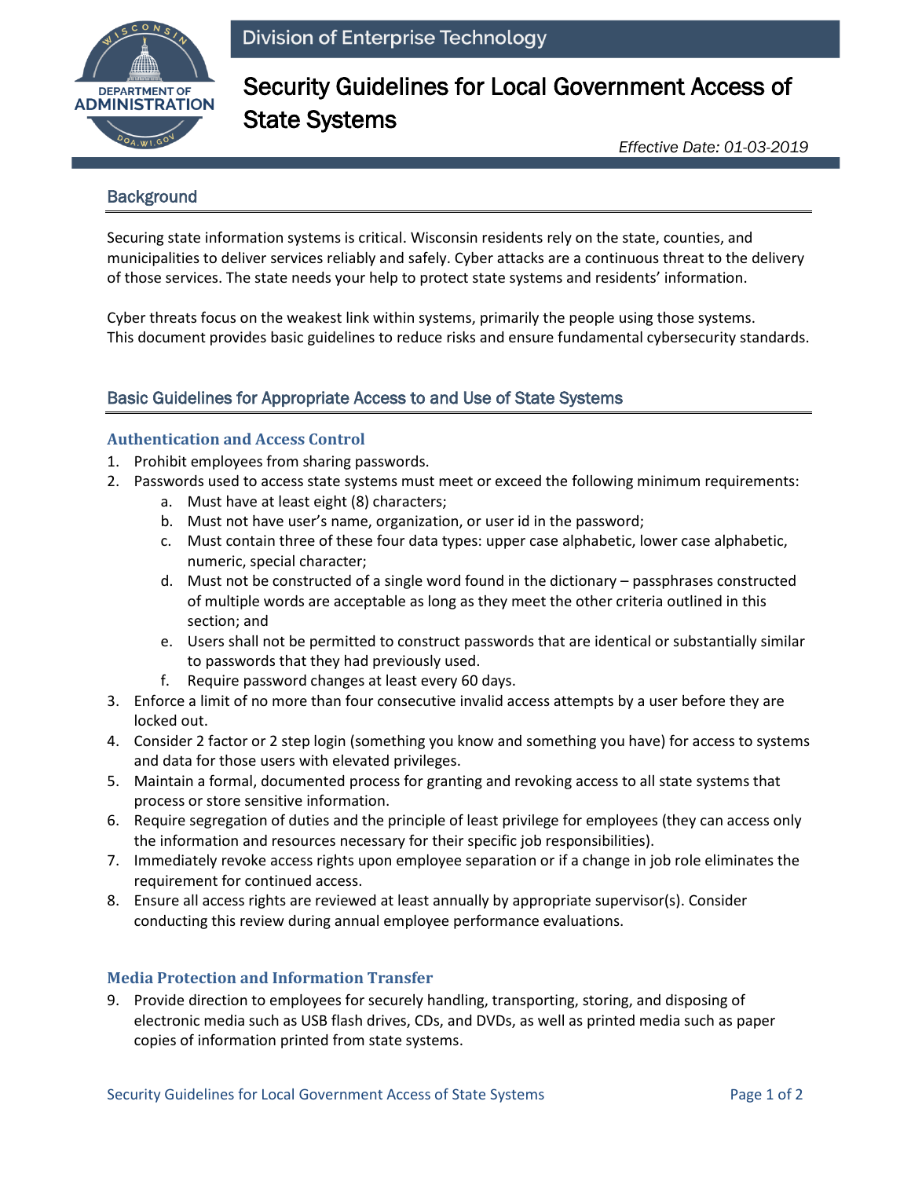Division of Enterprise Technology

# Security Guidelines for Local Government Access of State Systems

*Effective Date: 01-03-2019*

## Background

Securing state information systems is critical. Wisconsin residents rely on the state, counties, and municipalities to deliver services reliably and safely. Cyber attacks are a continuous threat to the delivery of those services. The state needs your help to protect state systems and residents' information.

Cyber threats focus on the weakest link within systems, primarily the people using those systems. This document provides basic guidelines to reduce risks and ensure fundamental cybersecurity standards.

## Basic Guidelines for Appropriate Access to and Use of State Systems

### Authentication and Access Control

1. Prohibit employees from sharing passwords.
2. Passwords used to access state systems must meet or exceed the following minimum requirements:
   a. Must have at least eight (8) characters;
   b. Must not have user's name, organization, or user id in the password;
   c. Must contain three of these four data types: upper case alphabetic, lower case alphabetic, numeric, special character;
   d. Must not be constructed of a single word found in the dictionary – passphrases constructed of multiple words are acceptable as long as they meet the other criteria outlined in this section; and
   e. Users shall not be permitted to construct passwords that are identical or substantially similar to passwords that they had previously used.
   f. Require password changes at least every 60 days.
3. Enforce a limit of no more than four consecutive invalid access attempts by a user before they are locked out.
4. Consider 2 factor or 2 step login (something you know and something you have) for access to systems and data for those users with elevated privileges.
5. Maintain a formal, documented process for granting and revoking access to all state systems that process or store sensitive information.
6. Require segregation of duties and the principle of least privilege for employees (they can access only the information and resources necessary for their specific job responsibilities).
7. Immediately revoke access rights upon employee separation or if a change in job role eliminates the requirement for continued access.
8. Ensure all access rights are reviewed at least annually by appropriate supervisor(s). Consider conducting this review during annual employee performance evaluations.

### Media Protection and Information Transfer

9. Provide direction to employees for securely handling, transporting, storing, and disposing of electronic media such as USB flash drives, CDs, and DVDs, as well as printed media such as paper copies of information printed from state systems.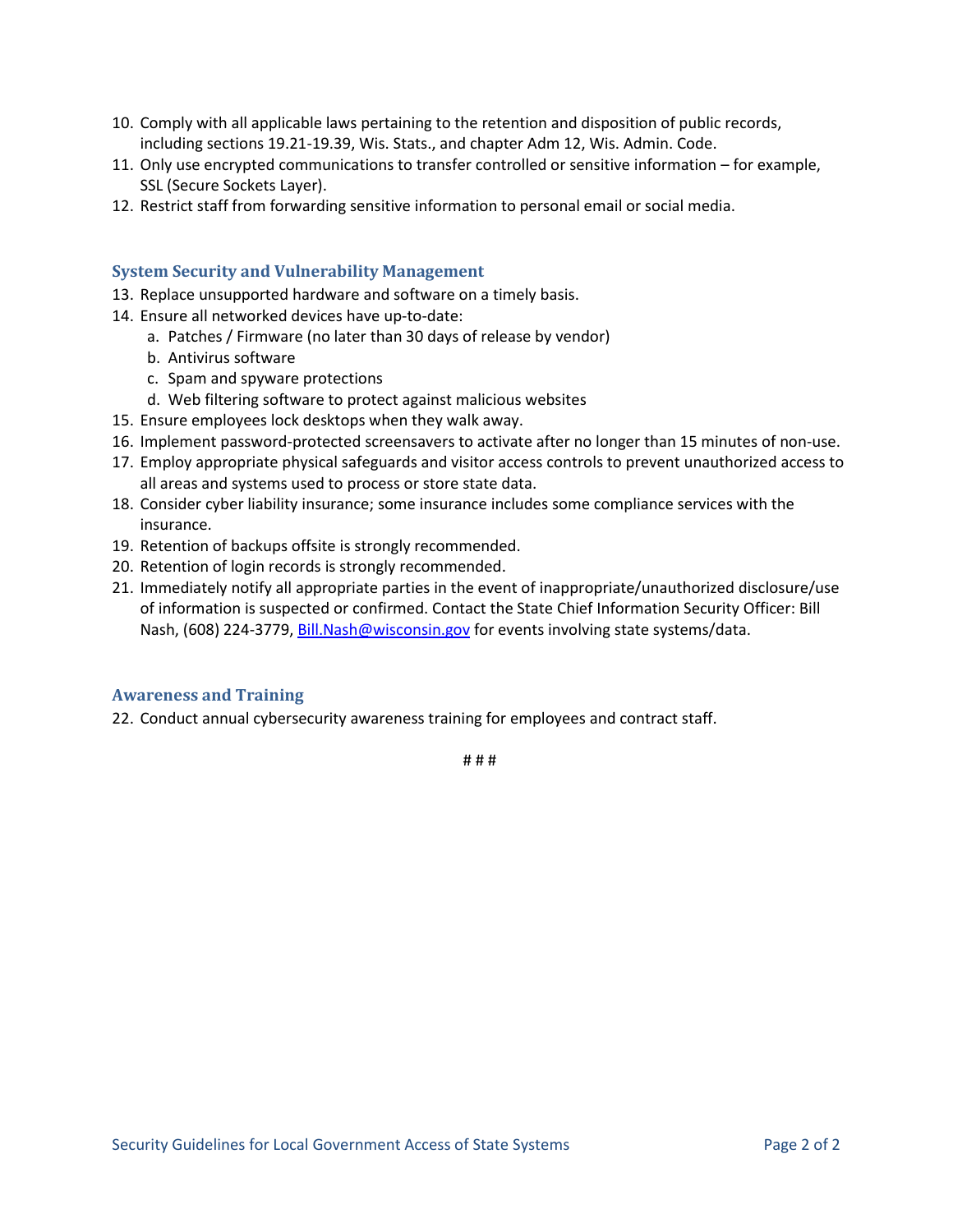10. Comply with all applicable laws pertaining to the retention and disposition of public records, including sections 19.21-19.39, Wis. Stats., and chapter Adm 12, Wis. Admin. Code.
11. Only use encrypted communications to transfer controlled or sensitive information – for example, SSL (Secure Sockets Layer).
12. Restrict staff from forwarding sensitive information to personal email or social media.

## System Security and Vulnerability Management

13. Replace unsupported hardware and software on a timely basis.
14. Ensure all networked devices have up-to-date:
    a. Patches / Firmware (no later than 30 days of release by vendor)
    b. Antivirus software
    c. Spam and spyware protections
    d. Web filtering software to protect against malicious websites
15. Ensure employees lock desktops when they walk away.
16. Implement password-protected screensavers to activate after no longer than 15 minutes of non-use.
17. Employ appropriate physical safeguards and visitor access controls to prevent unauthorized access to all areas and systems used to process or store state data.
18. Consider cyber liability insurance; some insurance includes some compliance services with the insurance.
19. Retention of backups offsite is strongly recommended.
20. Retention of login records is strongly recommended.
21. Immediately notify all appropriate parties in the event of inappropriate/unauthorized disclosure/use of information is suspected or confirmed. Contact the State Chief Information Security Officer: Bill Nash, (608) 224-3779, Bill.Nash@wisconsin.gov for events involving state systems/data.

## Awareness and Training

22. Conduct annual cybersecurity awareness training for employees and contract staff.

# # #